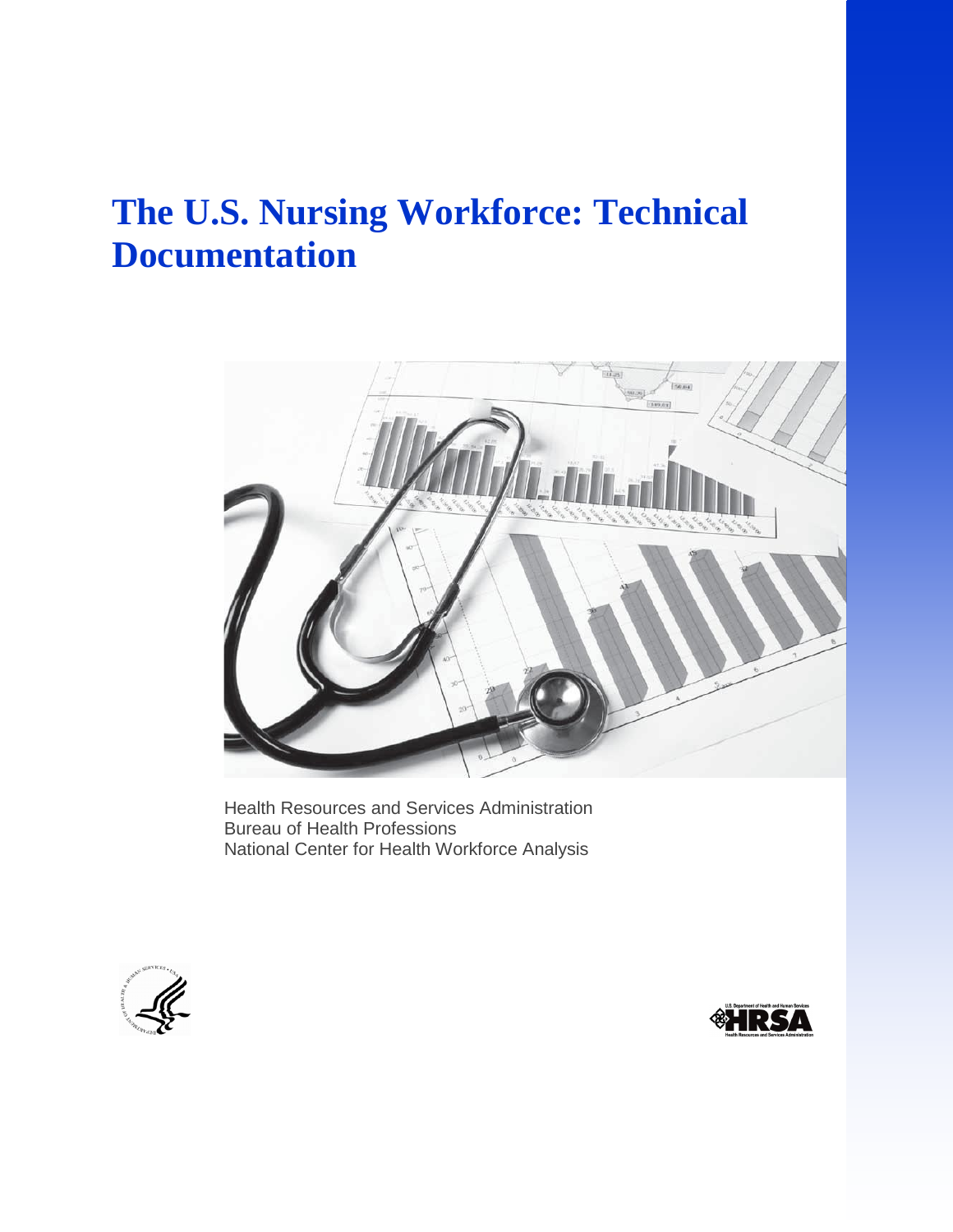# The U.S. Nursing Workforce: Technical Documentation

Health Resources and Services Administration
Bureau of Health Professions
National Center for Health Workforce Analysis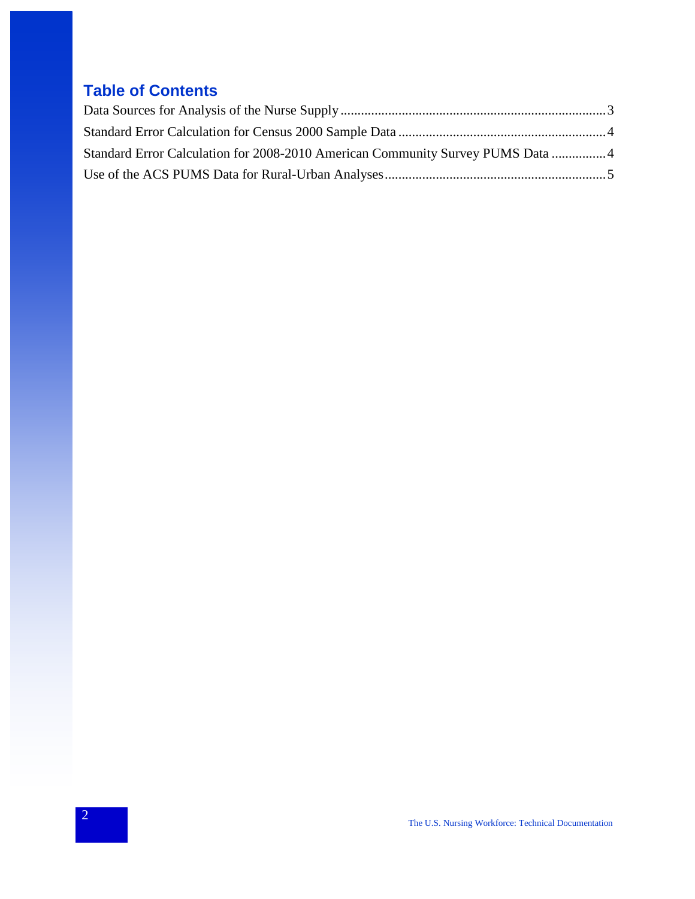## Table of Contents

Data Sources for Analysis of the Nurse Supply ............................................................................ 3

Standard Error Calculation for Census 2000 Sample Data ............................................................ 4

Standard Error Calculation for 2008-2010 American Community Survey PUMS Data ................ 4

Use of the ACS PUMS Data for Rural-Urban Analyses ................................................................ 5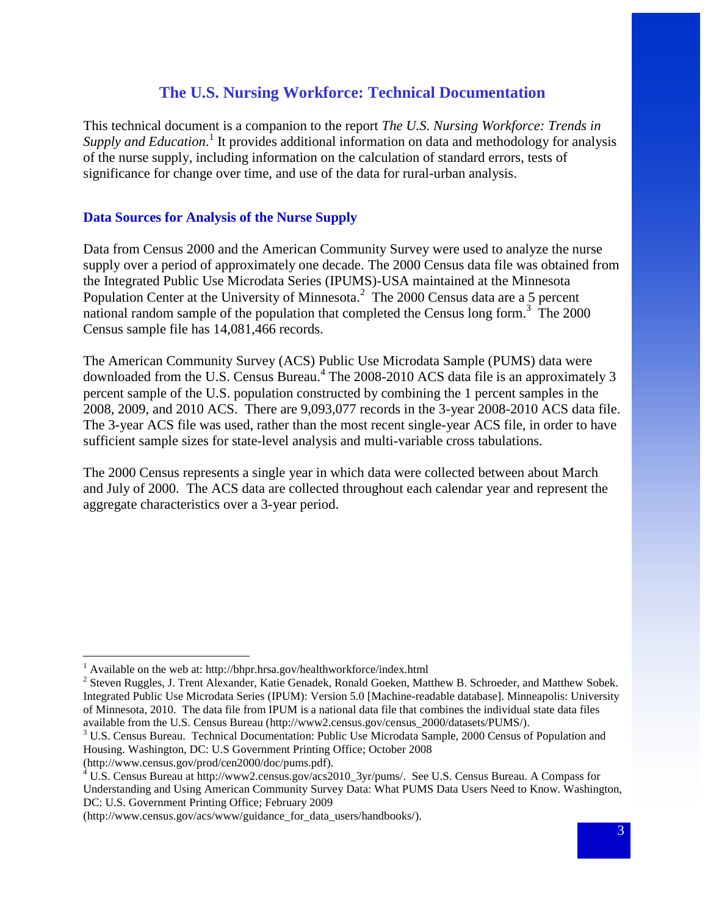# The U.S. Nursing Workforce: Technical Documentation

This technical document is a companion to the report *The U.S. Nursing Workforce: Trends in Supply and Education*.[1] It provides additional information on data and methodology for analysis of the nurse supply, including information on the calculation of standard errors, tests of significance for change over time, and use of the data for rural-urban analysis.

## Data Sources for Analysis of the Nurse Supply

Data from Census 2000 and the American Community Survey were used to analyze the nurse supply over a period of approximately one decade. The 2000 Census data file was obtained from the Integrated Public Use Microdata Series (IPUMS)-USA maintained at the Minnesota Population Center at the University of Minnesota.[2] The 2000 Census data are a 5 percent national random sample of the population that completed the Census long form.[3] The 2000 Census sample file has 14,081,466 records.

The American Community Survey (ACS) Public Use Microdata Sample (PUMS) data were downloaded from the U.S. Census Bureau.[4] The 2008-2010 ACS data file is an approximately 3 percent sample of the U.S. population constructed by combining the 1 percent samples in the 2008, 2009, and 2010 ACS. There are 9,093,077 records in the 3-year 2008-2010 ACS data file. The 3-year ACS file was used, rather than the most recent single-year ACS file, in order to have sufficient sample sizes for state-level analysis and multi-variable cross tabulations.

The 2000 Census represents a single year in which data were collected between about March and July of 2000. The ACS data are collected throughout each calendar year and represent the aggregate characteristics over a 3-year period.

---

[1] Available on the web at: http://bhpr.hrsa.gov/healthworkforce/index.html

[2] Steven Ruggles, J. Trent Alexander, Katie Genadek, Ronald Goeken, Matthew B. Schroeder, and Matthew Sobek. Integrated Public Use Microdata Series (IPUM): Version 5.0 [Machine-readable database]. Minneapolis: University of Minnesota, 2010. The data file from IPUM is a national data file that combines the individual state data files available from the U.S. Census Bureau (http://www2.census.gov/census_2000/datasets/PUMS/).

[3] U.S. Census Bureau. Technical Documentation: Public Use Microdata Sample, 2000 Census of Population and Housing. Washington, DC: U.S Government Printing Office; October 2008 (http://www.census.gov/prod/cen2000/doc/pums.pdf).

[4] U.S. Census Bureau at http://www2.census.gov/acs2010_3yr/pums/. See U.S. Census Bureau. A Compass for Understanding and Using American Community Survey Data: What PUMS Data Users Need to Know. Washington, DC: U.S. Government Printing Office; February 2009 (http://www.census.gov/acs/www/guidance_for_data_users/handbooks/).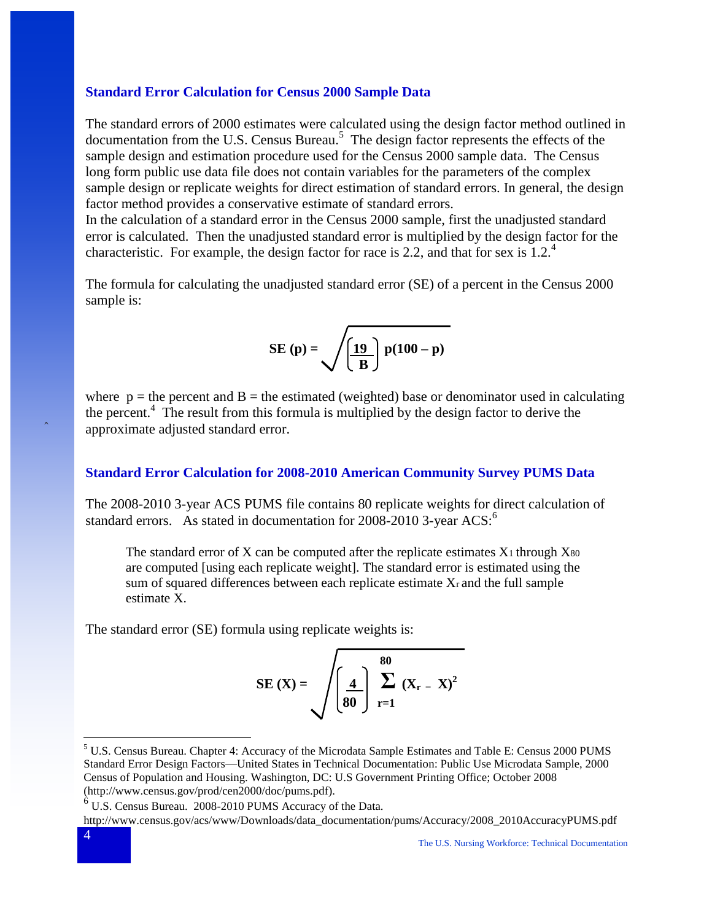### Standard Error Calculation for Census 2000 Sample Data

The standard errors of 2000 estimates were calculated using the design factor method outlined in documentation from the U.S. Census Bureau.[5] The design factor represents the effects of the sample design and estimation procedure used for the Census 2000 sample data. The Census long form public use data file does not contain variables for the parameters of the complex sample design or replicate weights for direct estimation of standard errors. In general, the design factor method provides a conservative estimate of standard errors.
In the calculation of a standard error in the Census 2000 sample, first the unadjusted standard error is calculated. Then the unadjusted standard error is multiplied by the design factor for the characteristic. For example, the design factor for race is 2.2, and that for sex is 1.2.[4]

The formula for calculating the unadjusted standard error (SE) of a percent in the Census 2000 sample is:

$$\mathbf{SE\ (p) = \sqrt{\left(\frac{19}{B}\right) p(100 - p)}}$$

where p = the percent and B = the estimated (weighted) base or denominator used in calculating the percent.[4] The result from this formula is multiplied by the design factor to derive the approximate adjusted standard error.

### Standard Error Calculation for 2008-2010 American Community Survey PUMS Data

The 2008-2010 3-year ACS PUMS file contains 80 replicate weights for direct calculation of standard errors. As stated in documentation for 2008-2010 3-year ACS:[6]

> The standard error of X can be computed after the replicate estimates $X_1$ through $X_{80}$ are computed [using each replicate weight]. The standard error is estimated using the sum of squared differences between each replicate estimate $X_r$ and the full sample estimate X.

The standard error (SE) formula using replicate weights is:

$$\mathbf{SE\ (X) = \sqrt{\left(\frac{4}{80}\right) \sum_{r=1}^{80} (X_r - X)^2}}$$

---

[5] U.S. Census Bureau. Chapter 4: Accuracy of the Microdata Sample Estimates and Table E: Census 2000 PUMS Standard Error Design Factors—United States in Technical Documentation: Public Use Microdata Sample, 2000 Census of Population and Housing. Washington, DC: U.S Government Printing Office; October 2008 (http://www.census.gov/prod/cen2000/doc/pums.pdf).

[6] U.S. Census Bureau. 2008-2010 PUMS Accuracy of the Data.
http://www.census.gov/acs/www/Downloads/data_documentation/pums/Accuracy/2008_2010AccuracyPUMS.pdf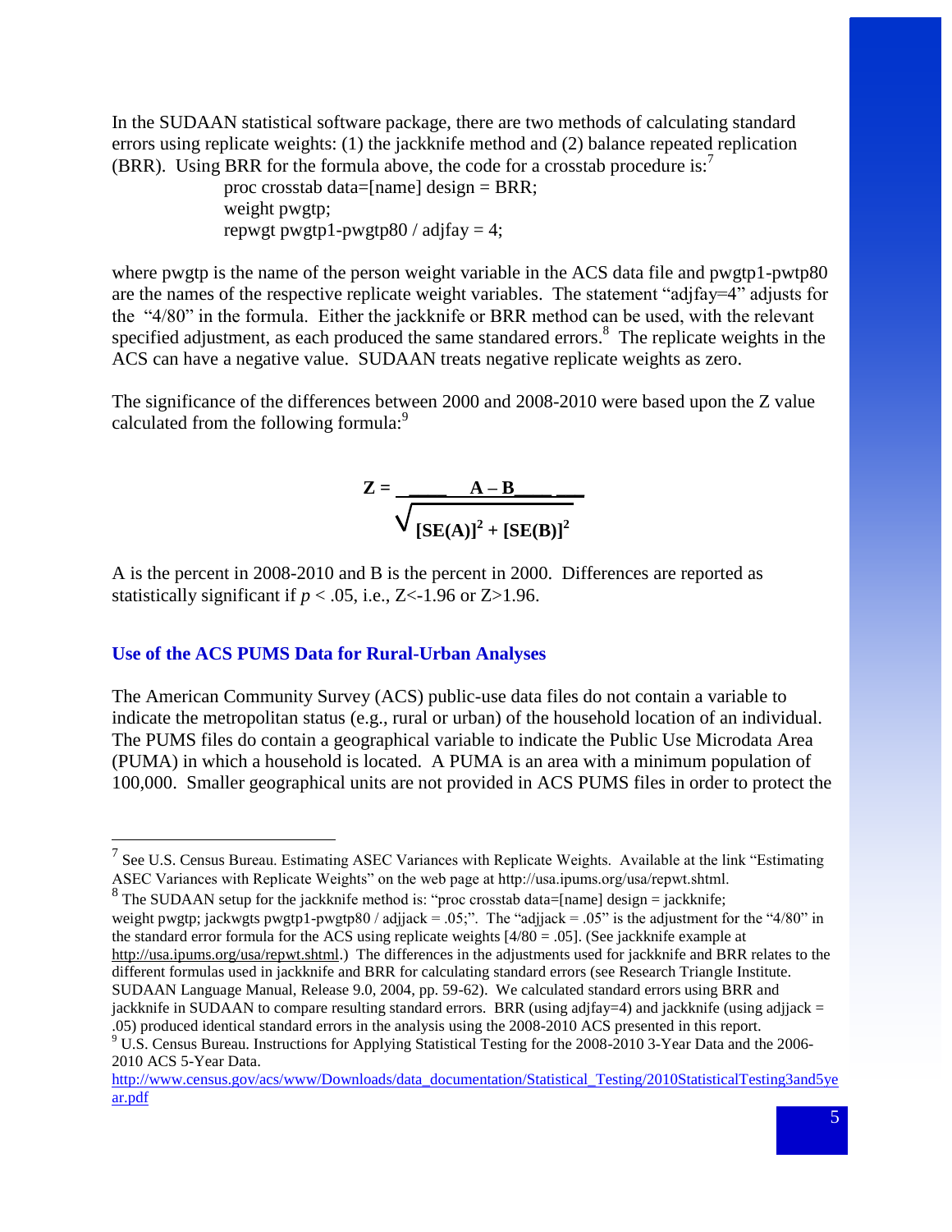In the SUDAAN statistical software package, there are two methods of calculating standard errors using replicate weights: (1) the jackknife method and (2) balance repeated replication (BRR). Using BRR for the formula above, the code for a crosstab procedure is:[7]

```
proc crosstab data=[name] design = BRR;
weight pwgtp;
repwgt pwgtp1-pwgtp80 / adjfay = 4;
```

where pwgtp is the name of the person weight variable in the ACS data file and pwgtp1-pwtp80 are the names of the respective replicate weight variables. The statement "adjfay=4" adjusts for the "4/80" in the formula. Either the jackknife or BRR method can be used, with the relevant specified adjustment, as each produced the same standared errors.[8] The replicate weights in the ACS can have a negative value. SUDAAN treats negative replicate weights as zero.

The significance of the differences between 2000 and 2008-2010 were based upon the Z value calculated from the following formula:[9]

$$Z = \frac{A - B}{\sqrt{[SE(A)]^2 + [SE(B)]^2}}$$

A is the percent in 2008-2010 and B is the percent in 2000. Differences are reported as statistically significant if $p < .05$, i.e., $Z<-1.96$ or $Z>1.96$.

## Use of the ACS PUMS Data for Rural-Urban Analyses

The American Community Survey (ACS) public-use data files do not contain a variable to indicate the metropolitan status (e.g., rural or urban) of the household location of an individual. The PUMS files do contain a geographical variable to indicate the Public Use Microdata Area (PUMA) in which a household is located. A PUMA is an area with a minimum population of 100,000. Smaller geographical units are not provided in ACS PUMS files in order to protect the

---

[7] See U.S. Census Bureau. Estimating ASEC Variances with Replicate Weights. Available at the link "Estimating ASEC Variances with Replicate Weights" on the web page at http://usa.ipums.org/usa/repwt.shtml.

[8] The SUDAAN setup for the jackknife method is: "proc crosstab data=[name] design = jackknife; weight pwgtp; jackwgts pwgtp1-pwgtp80 / adjjack = .05;". The "adjjack = .05" is the adjustment for the "4/80" in the standard error formula for the ACS using replicate weights [4/80 = .05]. (See jackknife example at http://usa.ipums.org/usa/repwt.shtml.) The differences in the adjustments used for jackknife and BRR relates to the different formulas used in jackknife and BRR for calculating standard errors (see Research Triangle Institute. SUDAAN Language Manual, Release 9.0, 2004, pp. 59-62). We calculated standard errors using BRR and jackknife in SUDAAN to compare resulting standard errors. BRR (using adjfay=4) and jackknife (using adjjack = .05) produced identical standard errors in the analysis using the 2008-2010 ACS presented in this report.

[9] U.S. Census Bureau. Instructions for Applying Statistical Testing for the 2008-2010 3-Year Data and the 2006-2010 ACS 5-Year Data. http://www.census.gov/acs/www/Downloads/data_documentation/Statistical_Testing/2010StatisticalTesting3and5year.pdf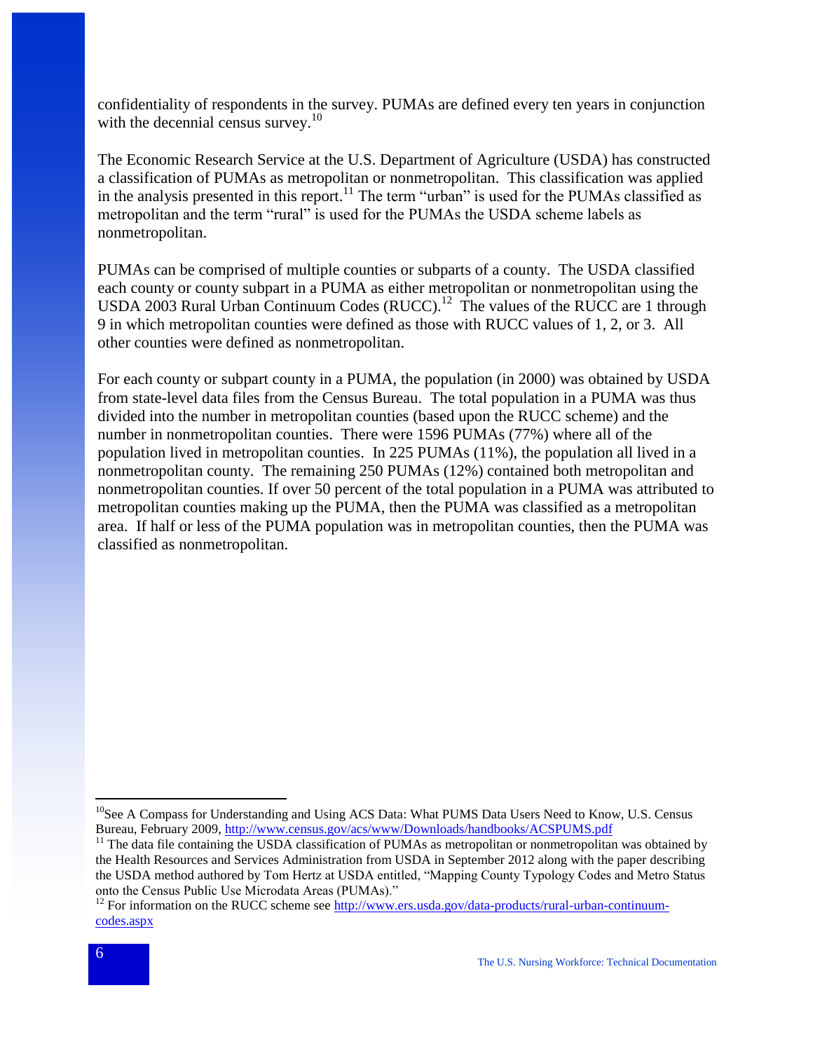confidentiality of respondents in the survey. PUMAs are defined every ten years in conjunction with the decennial census survey.[10]

The Economic Research Service at the U.S. Department of Agriculture (USDA) has constructed a classification of PUMAs as metropolitan or nonmetropolitan. This classification was applied in the analysis presented in this report.[11] The term "urban" is used for the PUMAs classified as metropolitan and the term "rural" is used for the PUMAs the USDA scheme labels as nonmetropolitan.

PUMAs can be comprised of multiple counties or subparts of a county. The USDA classified each county or county subpart in a PUMA as either metropolitan or nonmetropolitan using the USDA 2003 Rural Urban Continuum Codes (RUCC).[12] The values of the RUCC are 1 through 9 in which metropolitan counties were defined as those with RUCC values of 1, 2, or 3. All other counties were defined as nonmetropolitan.

For each county or subpart county in a PUMA, the population (in 2000) was obtained by USDA from state-level data files from the Census Bureau. The total population in a PUMA was thus divided into the number in metropolitan counties (based upon the RUCC scheme) and the number in nonmetropolitan counties. There were 1596 PUMAs (77%) where all of the population lived in metropolitan counties. In 225 PUMAs (11%), the population all lived in a nonmetropolitan county. The remaining 250 PUMAs (12%) contained both metropolitan and nonmetropolitan counties. If over 50 percent of the total population in a PUMA was attributed to metropolitan counties making up the PUMA, then the PUMA was classified as a metropolitan area. If half or less of the PUMA population was in metropolitan counties, then the PUMA was classified as nonmetropolitan.

---

[10] See A Compass for Understanding and Using ACS Data: What PUMS Data Users Need to Know, U.S. Census Bureau, February 2009, http://www.census.gov/acs/www/Downloads/handbooks/ACSPUMS.pdf

[11] The data file containing the USDA classification of PUMAs as metropolitan or nonmetropolitan was obtained by the Health Resources and Services Administration from USDA in September 2012 along with the paper describing the USDA method authored by Tom Hertz at USDA entitled, "Mapping County Typology Codes and Metro Status onto the Census Public Use Microdata Areas (PUMAs)."

[12] For information on the RUCC scheme see http://www.ers.usda.gov/data-products/rural-urban-continuum-codes.aspx